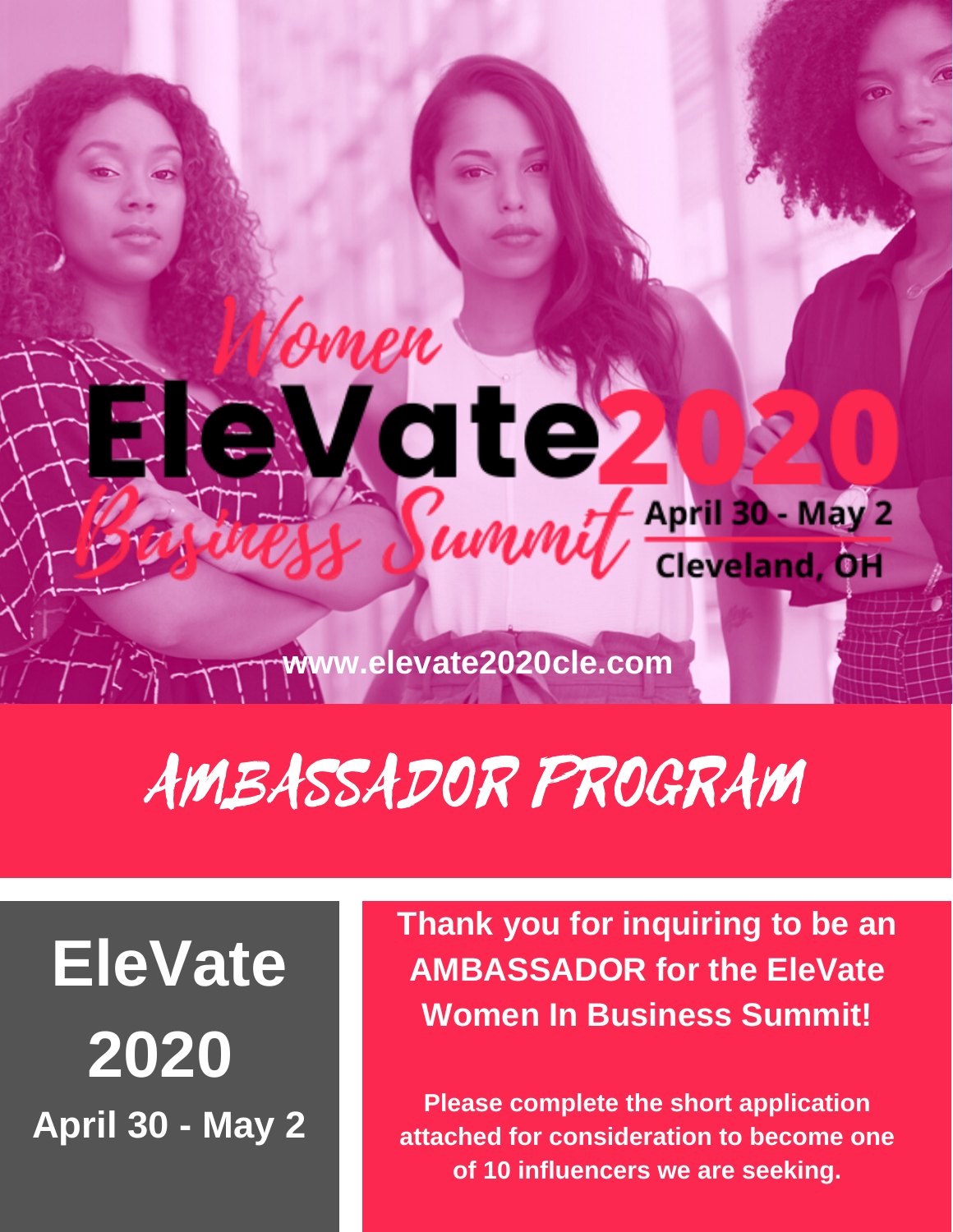# Women EleVate 2020 Business Summit

April 30 - May 2
Cleveland, OH

www.elevate2020cle.com

## AMBASSADOR PROGRAM

**EleVate 2020**
**April 30 - May 2**

**Thank you for inquiring to be an AMBASSADOR for the EleVate Women In Business Summit!**

**Please complete the short application attached for consideration to become one of 10 influencers we are seeking.**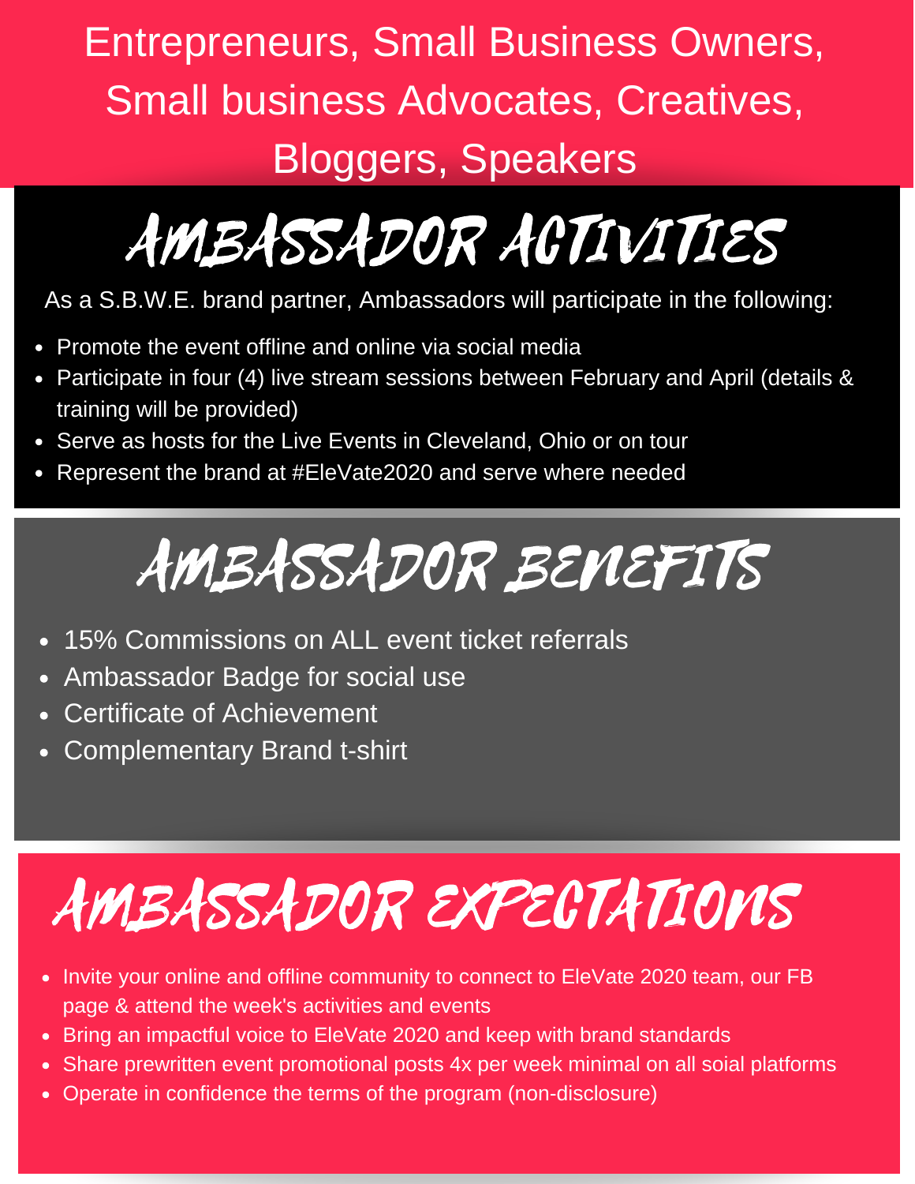Entrepreneurs, Small Business Owners, Small business Advocates, Creatives, Bloggers, Speakers

# AMBASSADOR ACTIVITIES

As a S.B.W.E. brand partner, Ambassadors will participate in the following:

- Promote the event offline and online via social media
- Participate in four (4) live stream sessions between February and April (details & training will be provided)
- Serve as hosts for the Live Events in Cleveland, Ohio or on tour
- Represent the brand at #EleVate2020 and serve where needed

# AMBASSADOR BENEFITS

- 15% Commissions on ALL event ticket referrals
- Ambassador Badge for social use
- Certificate of Achievement
- Complementary Brand t-shirt

# AMBASSADOR EXPECTATIONS

- Invite your online and offline community to connect to EleVate 2020 team, our FB page & attend the week's activities and events
- Bring an impactful voice to EleVate 2020 and keep with brand standards
- Share prewritten event promotional posts 4x per week minimal on all soial platforms
- Operate in confidence the terms of the program (non-disclosure)